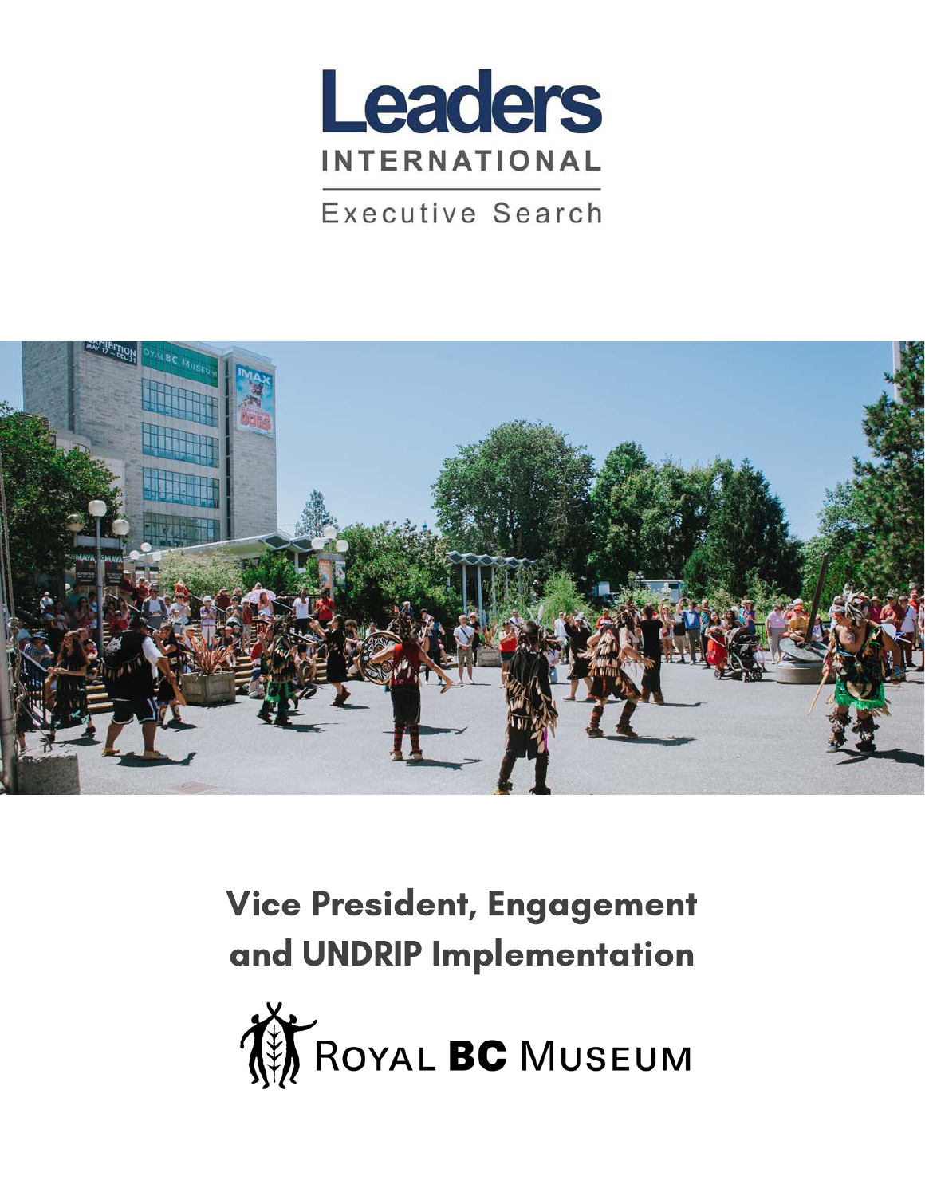Leaders

INTERNATIONAL

Executive Search

# Vice President, Engagement and UNDRIP Implementation

ROYAL BC MUSEUM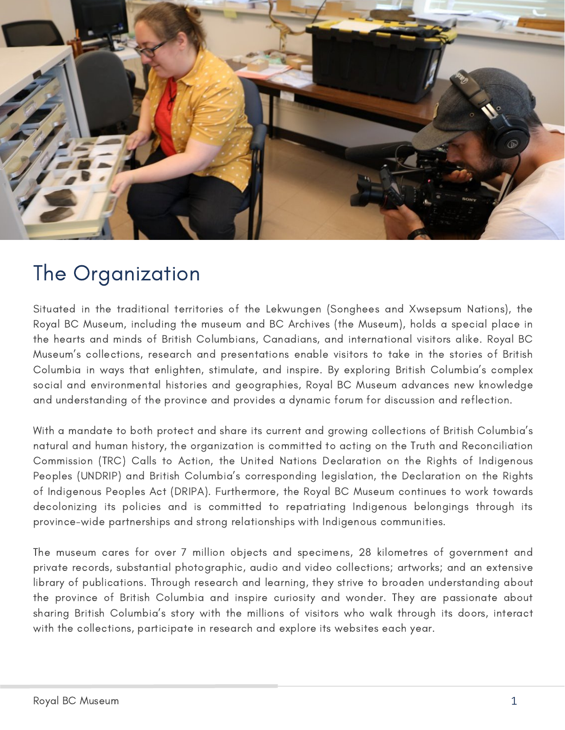# The Organization

Situated in the traditional territories of the Lekwungen (Songhees and Xwsepsum Nations), the Royal BC Museum, including the museum and BC Archives (the Museum), holds a special place in the hearts and minds of British Columbians, Canadians, and international visitors alike. Royal BC Museum's collections, research and presentations enable visitors to take in the stories of British Columbia in ways that enlighten, stimulate, and inspire. By exploring British Columbia's complex social and environmental histories and geographies, Royal BC Museum advances new knowledge and understanding of the province and provides a dynamic forum for discussion and reflection.

With a mandate to both protect and share its current and growing collections of British Columbia's natural and human history, the organization is committed to acting on the Truth and Reconciliation Commission (TRC) Calls to Action, the United Nations Declaration on the Rights of Indigenous Peoples (UNDRIP) and British Columbia's corresponding legislation, the Declaration on the Rights of Indigenous Peoples Act (DRIPA). Furthermore, the Royal BC Museum continues to work towards decolonizing its policies and is committed to repatriating Indigenous belongings through its province-wide partnerships and strong relationships with Indigenous communities.

The museum cares for over 7 million objects and specimens, 28 kilometres of government and private records, substantial photographic, audio and video collections; artworks; and an extensive library of publications. Through research and learning, they strive to broaden understanding about the province of British Columbia and inspire curiosity and wonder. They are passionate about sharing British Columbia's story with the millions of visitors who walk through its doors, interact with the collections, participate in research and explore its websites each year.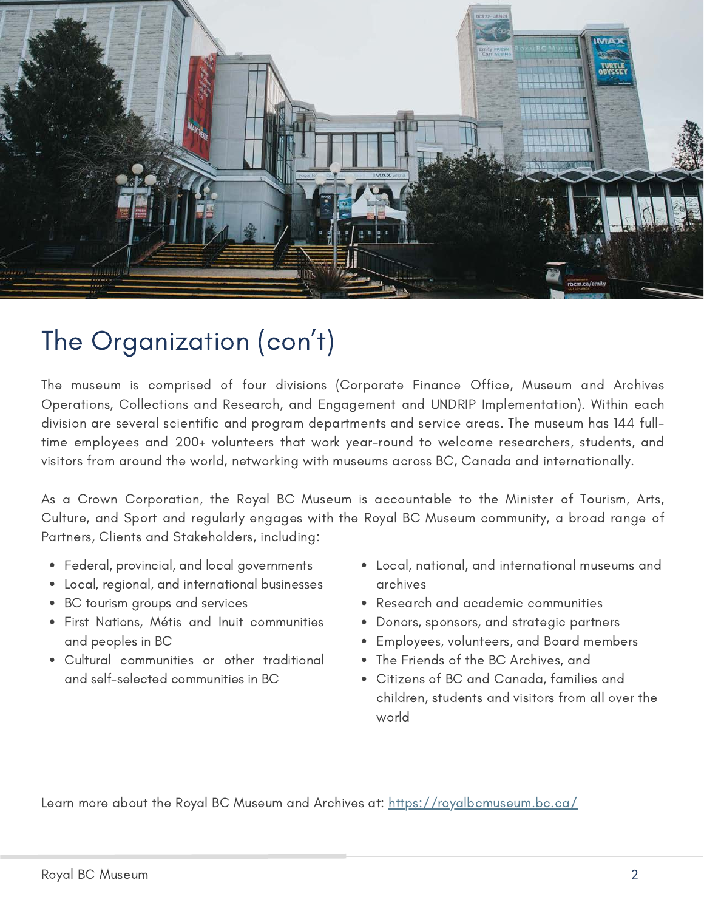# The Organization (con't)

The museum is comprised of four divisions (Corporate Finance Office, Museum and Archives Operations, Collections and Research, and Engagement and UNDRIP Implementation). Within each division are several scientific and program departments and service areas. The museum has 144 full-time employees and 200+ volunteers that work year-round to welcome researchers, students, and visitors from around the world, networking with museums across BC, Canada and internationally.

As a Crown Corporation, the Royal BC Museum is accountable to the Minister of Tourism, Arts, Culture, and Sport and regularly engages with the Royal BC Museum community, a broad range of Partners, Clients and Stakeholders, including:

- Federal, provincial, and local governments
- Local, regional, and international businesses
- BC tourism groups and services
- First Nations, Métis and Inuit communities and peoples in BC
- Cultural communities or other traditional and self-selected communities in BC
- Local, national, and international museums and archives
- Research and academic communities
- Donors, sponsors, and strategic partners
- Employees, volunteers, and Board members
- The Friends of the BC Archives, and
- Citizens of BC and Canada, families and children, students and visitors from all over the world

Learn more about the Royal BC Museum and Archives at: [https://royalbcmuseum.bc.ca/](https://royalbcmuseum.bc.ca/)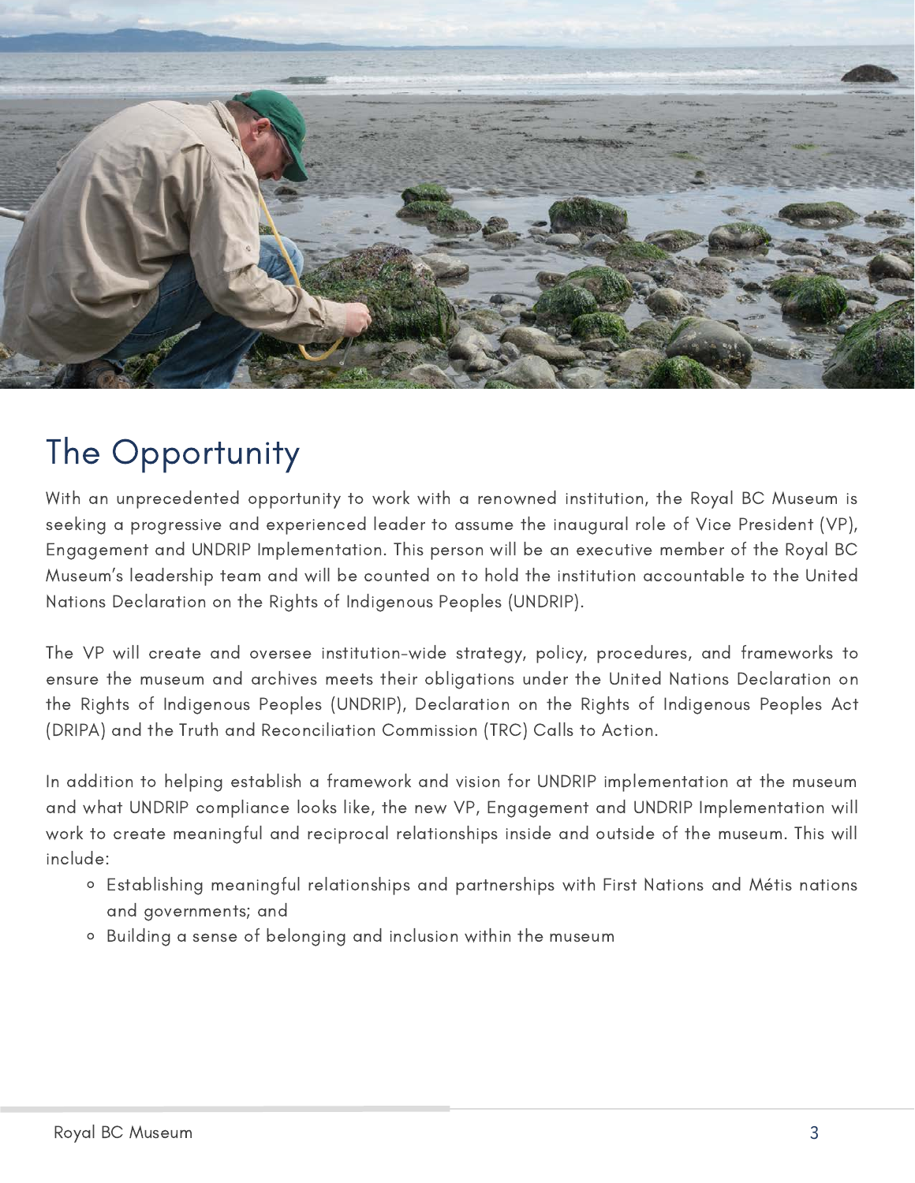## The Opportunity

With an unprecedented opportunity to work with a renowned institution, the Royal BC Museum is seeking a progressive and experienced leader to assume the inaugural role of Vice President (VP), Engagement and UNDRIP Implementation. This person will be an executive member of the Royal BC Museum's leadership team and will be counted on to hold the institution accountable to the United Nations Declaration on the Rights of Indigenous Peoples (UNDRIP).

The VP will create and oversee institution-wide strategy, policy, procedures, and frameworks to ensure the museum and archives meets their obligations under the United Nations Declaration on the Rights of Indigenous Peoples (UNDRIP), Declaration on the Rights of Indigenous Peoples Act (DRIPA) and the Truth and Reconciliation Commission (TRC) Calls to Action.

In addition to helping establish a framework and vision for UNDRIP implementation at the museum and what UNDRIP compliance looks like, the new VP, Engagement and UNDRIP Implementation will work to create meaningful and reciprocal relationships inside and outside of the museum. This will include:

- Establishing meaningful relationships and partnerships with First Nations and Métis nations and governments; and
- Building a sense of belonging and inclusion within the museum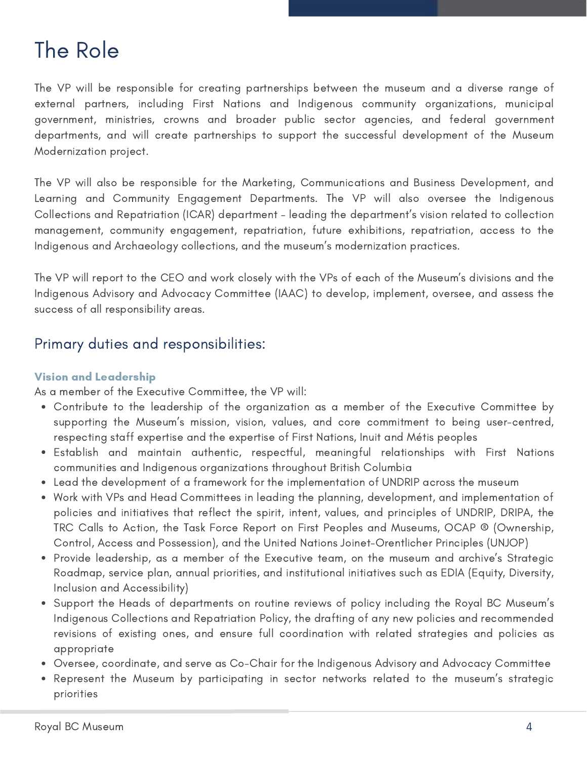# The Role

The VP will be responsible for creating partnerships between the museum and a diverse range of external partners, including First Nations and Indigenous community organizations, municipal government, ministries, crowns and broader public sector agencies, and federal government departments, and will create partnerships to support the successful development of the Museum Modernization project.

The VP will also be responsible for the Marketing, Communications and Business Development, and Learning and Community Engagement Departments. The VP will also oversee the Indigenous Collections and Repatriation (ICAR) department - leading the department's vision related to collection management, community engagement, repatriation, future exhibitions, repatriation, access to the Indigenous and Archaeology collections, and the museum's modernization practices.

The VP will report to the CEO and work closely with the VPs of each of the Museum's divisions and the Indigenous Advisory and Advocacy Committee (IAAC) to develop, implement, oversee, and assess the success of all responsibility areas.

## Primary duties and responsibilities:

### Vision and Leadership

As a member of the Executive Committee, the VP will:

- Contribute to the leadership of the organization as a member of the Executive Committee by supporting the Museum's mission, vision, values, and core commitment to being user-centred, respecting staff expertise and the expertise of First Nations, Inuit and Métis peoples
- Establish and maintain authentic, respectful, meaningful relationships with First Nations communities and Indigenous organizations throughout British Columbia
- Lead the development of a framework for the implementation of UNDRIP across the museum
- Work with VPs and Head Committees in leading the planning, development, and implementation of policies and initiatives that reflect the spirit, intent, values, and principles of UNDRIP, DRIPA, the TRC Calls to Action, the Task Force Report on First Peoples and Museums, OCAP ® (Ownership, Control, Access and Possession), and the United Nations Joinet-Orentlicher Principles (UNJOP)
- Provide leadership, as a member of the Executive team, on the museum and archive's Strategic Roadmap, service plan, annual priorities, and institutional initiatives such as EDIA (Equity, Diversity, Inclusion and Accessibility)
- Support the Heads of departments on routine reviews of policy including the Royal BC Museum's Indigenous Collections and Repatriation Policy, the drafting of any new policies and recommended revisions of existing ones, and ensure full coordination with related strategies and policies as appropriate
- Oversee, coordinate, and serve as Co-Chair for the Indigenous Advisory and Advocacy Committee
- Represent the Museum by participating in sector networks related to the museum's strategic priorities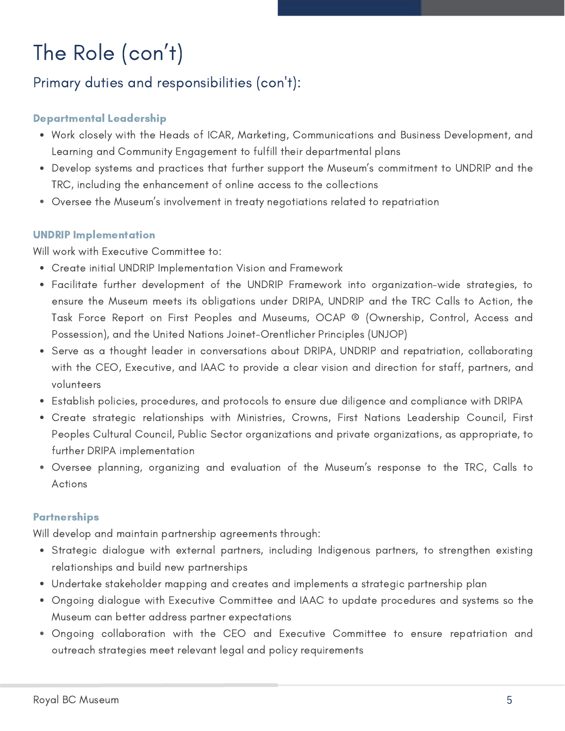# The Role (con't)

## Primary duties and responsibilities (con't):

### Departmental Leadership

- Work closely with the Heads of ICAR, Marketing, Communications and Business Development, and Learning and Community Engagement to fulfill their departmental plans
- Develop systems and practices that further support the Museum's commitment to UNDRIP and the TRC, including the enhancement of online access to the collections
- Oversee the Museum's involvement in treaty negotiations related to repatriation

### UNDRIP Implementation

Will work with Executive Committee to:

- Create initial UNDRIP Implementation Vision and Framework
- Facilitate further development of the UNDRIP Framework into organization-wide strategies, to ensure the Museum meets its obligations under DRIPA, UNDRIP and the TRC Calls to Action, the Task Force Report on First Peoples and Museums, OCAP ® (Ownership, Control, Access and Possession), and the United Nations Joinet-Orentlicher Principles (UNJOP)
- Serve as a thought leader in conversations about DRIPA, UNDRIP and repatriation, collaborating with the CEO, Executive, and IAAC to provide a clear vision and direction for staff, partners, and volunteers
- Establish policies, procedures, and protocols to ensure due diligence and compliance with DRIPA
- Create strategic relationships with Ministries, Crowns, First Nations Leadership Council, First Peoples Cultural Council, Public Sector organizations and private organizations, as appropriate, to further DRIPA implementation
- Oversee planning, organizing and evaluation of the Museum's response to the TRC, Calls to Actions

### Partnerships

Will develop and maintain partnership agreements through:

- Strategic dialogue with external partners, including Indigenous partners, to strengthen existing relationships and build new partnerships
- Undertake stakeholder mapping and creates and implements a strategic partnership plan
- Ongoing dialogue with Executive Committee and IAAC to update procedures and systems so the Museum can better address partner expectations
- Ongoing collaboration with the CEO and Executive Committee to ensure repatriation and outreach strategies meet relevant legal and policy requirements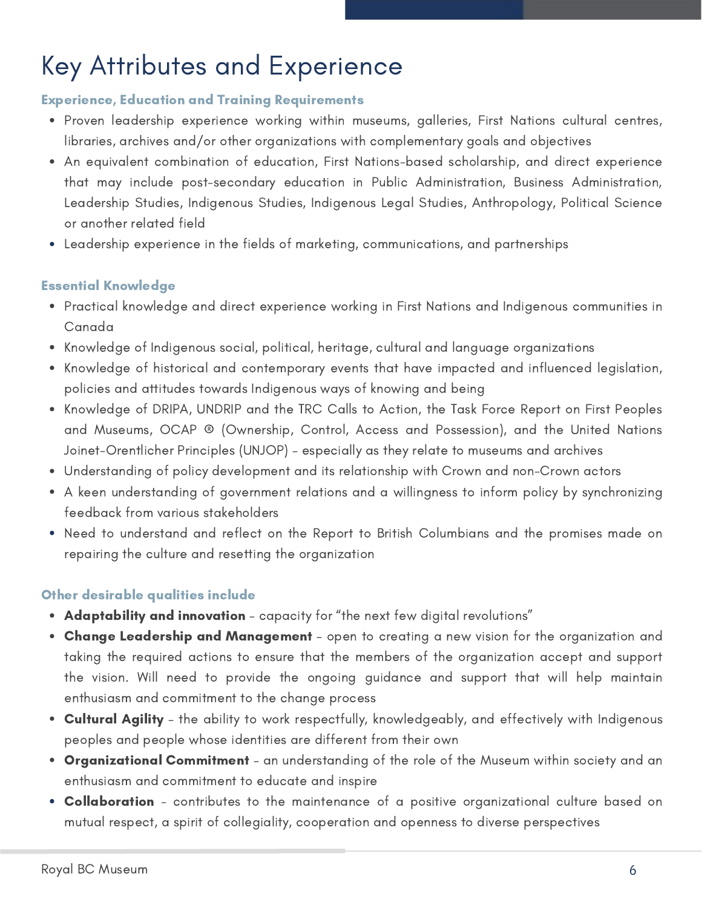# Key Attributes and Experience

### Experience, Education and Training Requirements

- Proven leadership experience working within museums, galleries, First Nations cultural centres, libraries, archives and/or other organizations with complementary goals and objectives
- An equivalent combination of education, First Nations-based scholarship, and direct experience that may include post-secondary education in Public Administration, Business Administration, Leadership Studies, Indigenous Studies, Indigenous Legal Studies, Anthropology, Political Science or another related field
- Leadership experience in the fields of marketing, communications, and partnerships

### Essential Knowledge

- Practical knowledge and direct experience working in First Nations and Indigenous communities in Canada
- Knowledge of Indigenous social, political, heritage, cultural and language organizations
- Knowledge of historical and contemporary events that have impacted and influenced legislation, policies and attitudes towards Indigenous ways of knowing and being
- Knowledge of DRIPA, UNDRIP and the TRC Calls to Action, the Task Force Report on First Peoples and Museums, OCAP ® (Ownership, Control, Access and Possession), and the United Nations Joinet-Orentlicher Principles (UNJOP) – especially as they relate to museums and archives
- Understanding of policy development and its relationship with Crown and non-Crown actors
- A keen understanding of government relations and a willingness to inform policy by synchronizing feedback from various stakeholders
- Need to understand and reflect on the Report to British Columbians and the promises made on repairing the culture and resetting the organization

### Other desirable qualities include

- **Adaptability and innovation** – capacity for "the next few digital revolutions"
- **Change Leadership and Management** – open to creating a new vision for the organization and taking the required actions to ensure that the members of the organization accept and support the vision. Will need to provide the ongoing guidance and support that will help maintain enthusiasm and commitment to the change process
- **Cultural Agility** – the ability to work respectfully, knowledgeably, and effectively with Indigenous peoples and people whose identities are different from their own
- **Organizational Commitment** – an understanding of the role of the Museum within society and an enthusiasm and commitment to educate and inspire
- **Collaboration** – contributes to the maintenance of a positive organizational culture based on mutual respect, a spirit of collegiality, cooperation and openness to diverse perspectives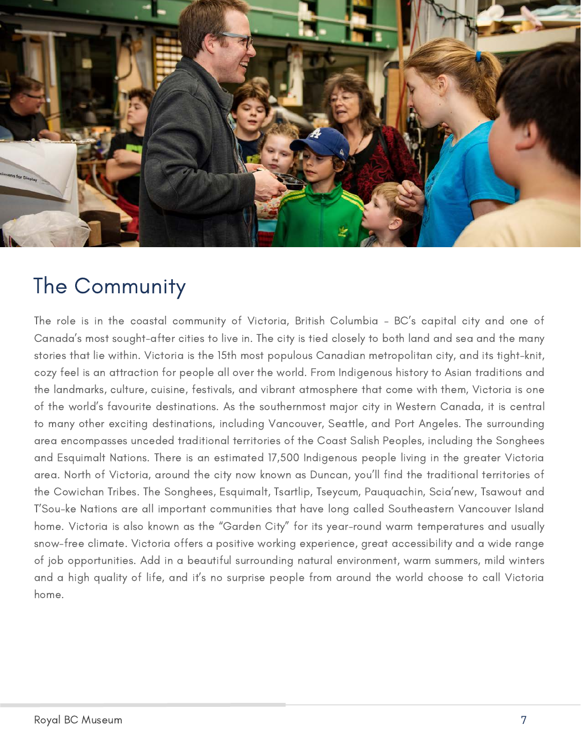## The Community

The role is in the coastal community of Victoria, British Columbia – BC's capital city and one of Canada's most sought-after cities to live in. The city is tied closely to both land and sea and the many stories that lie within. Victoria is the 15th most populous Canadian metropolitan city, and its tight-knit, cozy feel is an attraction for people all over the world. From Indigenous history to Asian traditions and the landmarks, culture, cuisine, festivals, and vibrant atmosphere that come with them, Victoria is one of the world's favourite destinations. As the southernmost major city in Western Canada, it is central to many other exciting destinations, including Vancouver, Seattle, and Port Angeles. The surrounding area encompasses unceded traditional territories of the Coast Salish Peoples, including the Songhees and Esquimalt Nations. There is an estimated 17,500 Indigenous people living in the greater Victoria area. North of Victoria, around the city now known as Duncan, you'll find the traditional territories of the Cowichan Tribes. The Songhees, Esquimalt, Tsartlip, Tseycum, Pauquachin, Scia'new, Tsawout and T'Sou-ke Nations are all important communities that have long called Southeastern Vancouver Island home. Victoria is also known as the "Garden City" for its year-round warm temperatures and usually snow-free climate. Victoria offers a positive working experience, great accessibility and a wide range of job opportunities. Add in a beautiful surrounding natural environment, warm summers, mild winters and a high quality of life, and it's no surprise people from around the world choose to call Victoria home.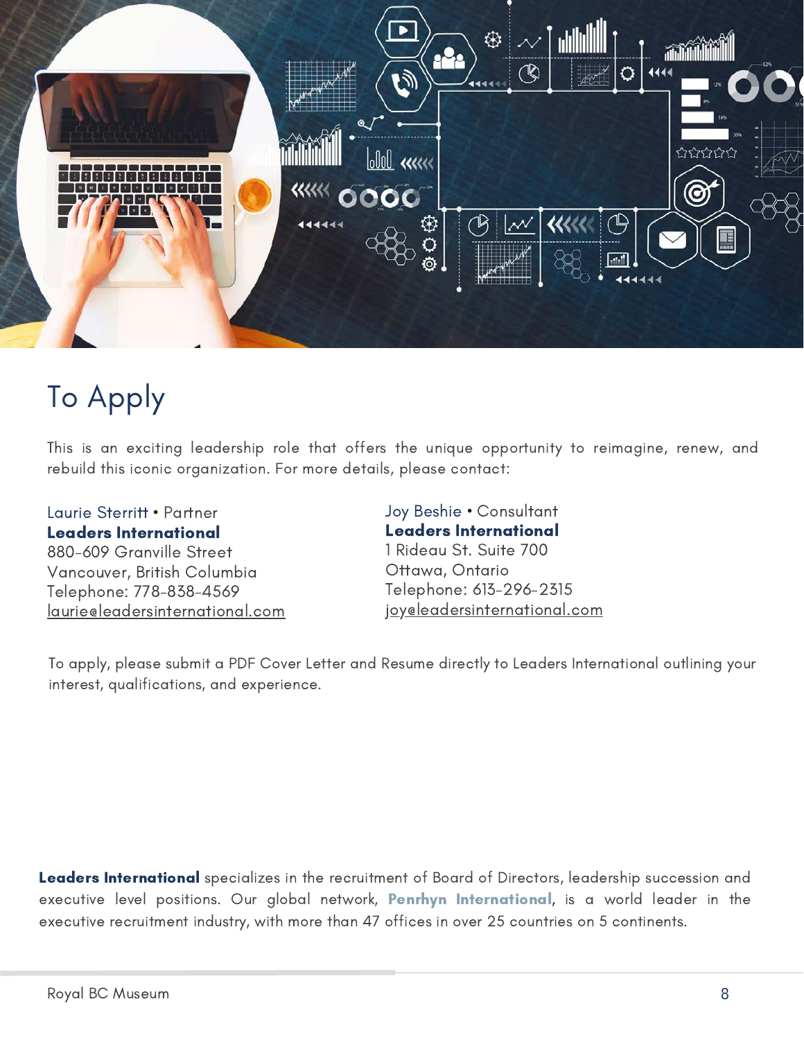# To Apply

This is an exciting leadership role that offers the unique opportunity to reimagine, renew, and rebuild this iconic organization. For more details, please contact:

Laurie Sterritt • Partner
**Leaders International**
880-609 Granville Street
Vancouver, British Columbia
Telephone: 778-838-4569
laurie@leadersinternational.com

Joy Beshie • Consultant
**Leaders International**
1 Rideau St. Suite 700
Ottawa, Ontario
Telephone: 613-296-2315
joy@leadersinternational.com

To apply, please submit a PDF Cover Letter and Resume directly to Leaders International outlining your interest, qualifications, and experience.

**Leaders International** specializes in the recruitment of Board of Directors, leadership succession and executive level positions. Our global network, **Penrhyn International**, is a world leader in the executive recruitment industry, with more than 47 offices in over 25 countries on 5 continents.